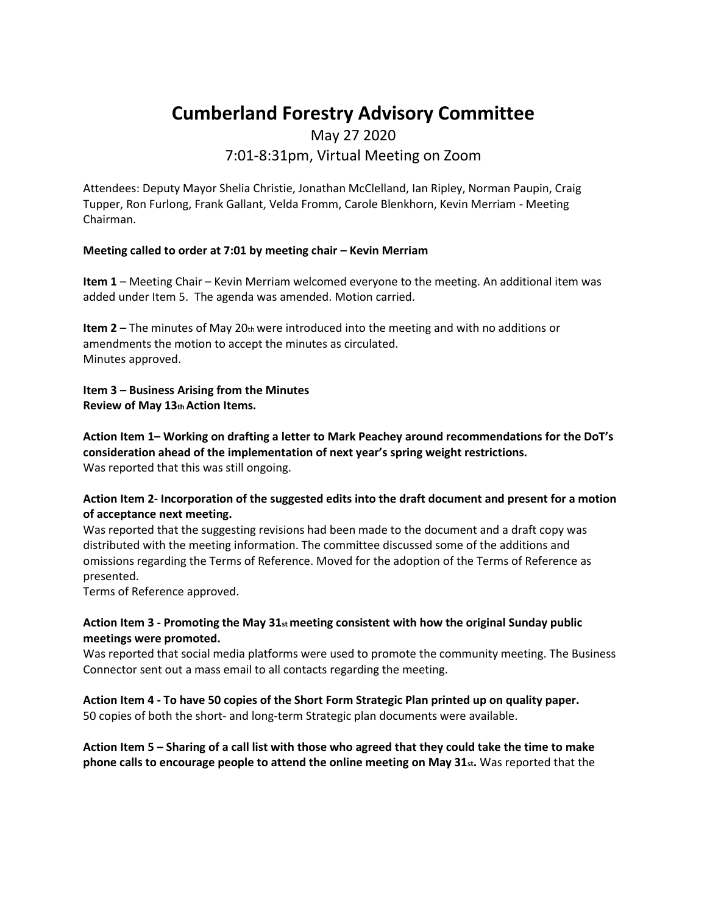# Cumberland Forestry Advisory Committee

May 27 2020

7:01-8:31pm, Virtual Meeting on Zoom

Attendees: Deputy Mayor Shelia Christie, Jonathan McClelland, Ian Ripley, Norman Paupin, Craig Tupper, Ron Furlong, Frank Gallant, Velda Fromm, Carole Blenkhorn, Kevin Merriam - Meeting Chairman.

**Meeting called to order at 7:01 by meeting chair – Kevin Merriam**

**Item 1** – Meeting Chair – Kevin Merriam welcomed everyone to the meeting. An additional item was added under Item 5. The agenda was amended. Motion carried.

**Item 2** – The minutes of May 20th were introduced into the meeting and with no additions or amendments the motion to accept the minutes as circulated.
Minutes approved.

**Item 3 – Business Arising from the Minutes**
**Review of May 13th Action Items.**

**Action Item 1– Working on drafting a letter to Mark Peachey around recommendations for the DoT's consideration ahead of the implementation of next year's spring weight restrictions.**
Was reported that this was still ongoing.

**Action Item 2- Incorporation of the suggested edits into the draft document and present for a motion of acceptance next meeting.**
Was reported that the suggesting revisions had been made to the document and a draft copy was distributed with the meeting information. The committee discussed some of the additions and omissions regarding the Terms of Reference. Moved for the adoption of the Terms of Reference as presented.
Terms of Reference approved.

**Action Item 3 - Promoting the May 31st meeting consistent with how the original Sunday public meetings were promoted.**
Was reported that social media platforms were used to promote the community meeting. The Business Connector sent out a mass email to all contacts regarding the meeting.

**Action Item 4 - To have 50 copies of the Short Form Strategic Plan printed up on quality paper.**
50 copies of both the short- and long-term Strategic plan documents were available.

**Action Item 5 – Sharing of a call list with those who agreed that they could take the time to make phone calls to encourage people to attend the online meeting on May 31st.** Was reported that the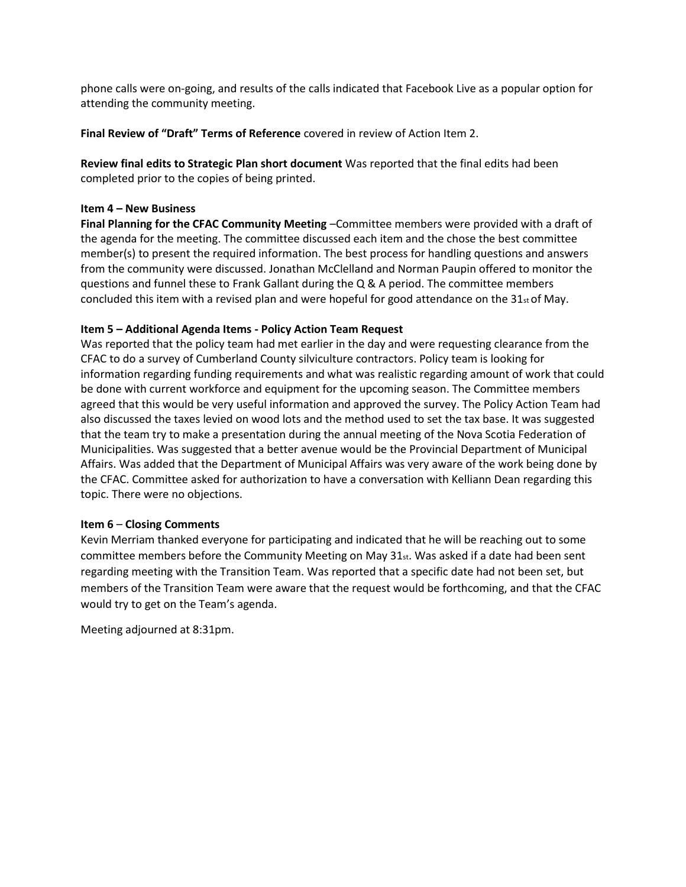phone calls were on-going, and results of the calls indicated that Facebook Live as a popular option for attending the community meeting.

**Final Review of "Draft" Terms of Reference** covered in review of Action Item 2.

**Review final edits to Strategic Plan short document** Was reported that the final edits had been completed prior to the copies of being printed.

**Item 4 – New Business**
**Final Planning for the CFAC Community Meeting** –Committee members were provided with a draft of the agenda for the meeting. The committee discussed each item and the chose the best committee member(s) to present the required information. The best process for handling questions and answers from the community were discussed. Jonathan McClelland and Norman Paupin offered to monitor the questions and funnel these to Frank Gallant during the Q & A period. The committee members concluded this item with a revised plan and were hopeful for good attendance on the 31st of May.

**Item 5 – Additional Agenda Items - Policy Action Team Request**
Was reported that the policy team had met earlier in the day and were requesting clearance from the CFAC to do a survey of Cumberland County silviculture contractors. Policy team is looking for information regarding funding requirements and what was realistic regarding amount of work that could be done with current workforce and equipment for the upcoming season. The Committee members agreed that this would be very useful information and approved the survey. The Policy Action Team had also discussed the taxes levied on wood lots and the method used to set the tax base. It was suggested that the team try to make a presentation during the annual meeting of the Nova Scotia Federation of Municipalities. Was suggested that a better avenue would be the Provincial Department of Municipal Affairs. Was added that the Department of Municipal Affairs was very aware of the work being done by the CFAC. Committee asked for authorization to have a conversation with Kelliann Dean regarding this topic. There were no objections.

**Item 6** – **Closing Comments**
Kevin Merriam thanked everyone for participating and indicated that he will be reaching out to some committee members before the Community Meeting on May 31st. Was asked if a date had been sent regarding meeting with the Transition Team. Was reported that a specific date had not been set, but members of the Transition Team were aware that the request would be forthcoming, and that the CFAC would try to get on the Team's agenda.

Meeting adjourned at 8:31pm.